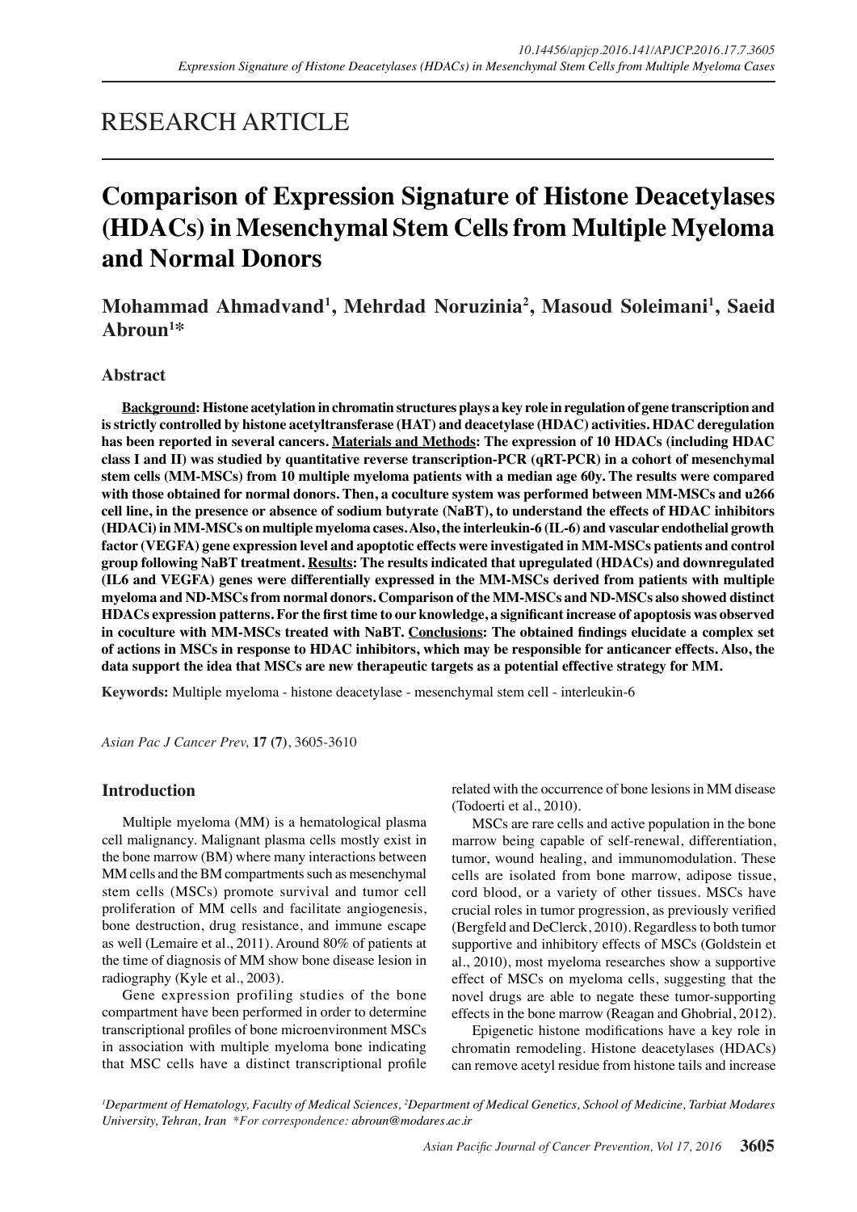RESEARCH ARTICLE

# Comparison of Expression Signature of Histone Deacetylases (HDACs) in Mesenchymal Stem Cells from Multiple Myeloma and Normal Donors

**Mohammad Ahmadvand[1], Mehrdad Noruzinia[2], Masoud Soleimani[1], Saeid Abroun[1]\***

## Abstract

**Background: Histone acetylation in chromatin structures plays a key role in regulation of gene transcription and is strictly controlled by histone acetyltransferase (HAT) and deacetylase (HDAC) activities. HDAC deregulation has been reported in several cancers. Materials and Methods: The expression of 10 HDACs (including HDAC class I and II) was studied by quantitative reverse transcription-PCR (qRT-PCR) in a cohort of mesenchymal stem cells (MM-MSCs) from 10 multiple myeloma patients with a median age 60y. The results were compared with those obtained for normal donors. Then, a coculture system was performed between MM-MSCs and u266 cell line, in the presence or absence of sodium butyrate (NaBT), to understand the effects of HDAC inhibitors (HDACi) in MM-MSCs on multiple myeloma cases. Also, the interleukin-6 (IL-6) and vascular endothelial growth factor (VEGFA) gene expression level and apoptotic effects were investigated in MM-MSCs patients and control group following NaBT treatment. Results: The results indicated that upregulated (HDACs) and downregulated (IL6 and VEGFA) genes were differentially expressed in the MM-MSCs derived from patients with multiple myeloma and ND-MSCs from normal donors. Comparison of the MM-MSCs and ND-MSCs also showed distinct HDACs expression patterns. For the first time to our knowledge, a significant increase of apoptosis was observed in coculture with MM-MSCs treated with NaBT. Conclusions: The obtained findings elucidate a complex set of actions in MSCs in response to HDAC inhibitors, which may be responsible for anticancer effects. Also, the data support the idea that MSCs are new therapeutic targets as a potential effective strategy for MM.**

**Keywords:** Multiple myeloma - histone deacetylase - mesenchymal stem cell - interleukin-6

*Asian Pac J Cancer Prev,* **17 (7)**, 3605-3610

## Introduction

Multiple myeloma (MM) is a hematological plasma cell malignancy. Malignant plasma cells mostly exist in the bone marrow (BM) where many interactions between MM cells and the BM compartments such as mesenchymal stem cells (MSCs) promote survival and tumor cell proliferation of MM cells and facilitate angiogenesis, bone destruction, drug resistance, and immune escape as well (Lemaire et al., 2011). Around 80% of patients at the time of diagnosis of MM show bone disease lesion in radiography (Kyle et al., 2003).

Gene expression profiling studies of the bone compartment have been performed in order to determine transcriptional profiles of bone microenvironment MSCs in association with multiple myeloma bone indicating that MSC cells have a distinct transcriptional profile related with the occurrence of bone lesions in MM disease (Todoerti et al., 2010).

MSCs are rare cells and active population in the bone marrow being capable of self-renewal, differentiation, tumor, wound healing, and immunomodulation. These cells are isolated from bone marrow, adipose tissue, cord blood, or a variety of other tissues. MSCs have crucial roles in tumor progression, as previously verified (Bergfeld and DeClerck, 2010). Regardless to both tumor supportive and inhibitory effects of MSCs (Goldstein et al., 2010), most myeloma researches show a supportive effect of MSCs on myeloma cells, suggesting that the novel drugs are able to negate these tumor-supporting effects in the bone marrow (Reagan and Ghobrial, 2012).

Epigenetic histone modifications have a key role in chromatin remodeling. Histone deacetylases (HDACs) can remove acetyl residue from histone tails and increase

[1]Department of Hematology, Faculty of Medical Sciences, [2]Department of Medical Genetics, School of Medicine, Tarbiat Modares University, Tehran, Iran \*For correspondence: abroun@modares.ac.ir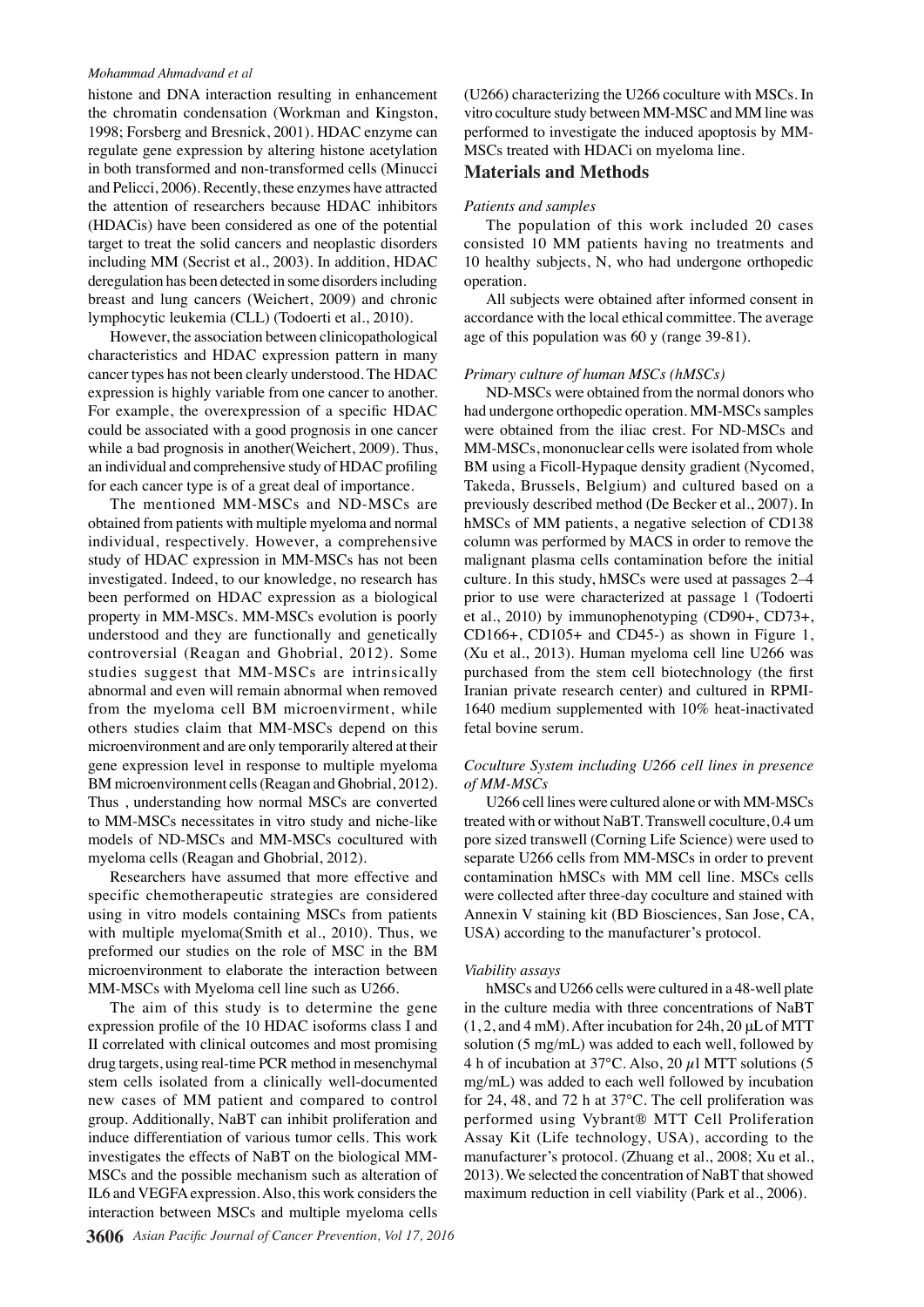histone and DNA interaction resulting in enhancement the chromatin condensation (Workman and Kingston, 1998; Forsberg and Bresnick, 2001). HDAC enzyme can regulate gene expression by altering histone acetylation in both transformed and non-transformed cells (Minucci and Pelicci, 2006). Recently, these enzymes have attracted the attention of researchers because HDAC inhibitors (HDACis) have been considered as one of the potential target to treat the solid cancers and neoplastic disorders including MM (Secrist et al., 2003). In addition, HDAC deregulation has been detected in some disorders including breast and lung cancers (Weichert, 2009) and chronic lymphocytic leukemia (CLL) (Todoerti et al., 2010).

However, the association between clinicopathological characteristics and HDAC expression pattern in many cancer types has not been clearly understood. The HDAC expression is highly variable from one cancer to another. For example, the overexpression of a specific HDAC could be associated with a good prognosis in one cancer while a bad prognosis in another(Weichert, 2009). Thus, an individual and comprehensive study of HDAC profiling for each cancer type is of a great deal of importance.

The mentioned MM-MSCs and ND-MSCs are obtained from patients with multiple myeloma and normal individual, respectively. However, a comprehensive study of HDAC expression in MM-MSCs has not been investigated. Indeed, to our knowledge, no research has been performed on HDAC expression as a biological property in MM-MSCs. MM-MSCs evolution is poorly understood and they are functionally and genetically controversial (Reagan and Ghobrial, 2012). Some studies suggest that MM-MSCs are intrinsically abnormal and even will remain abnormal when removed from the myeloma cell BM microenvirment, while others studies claim that MM-MSCs depend on this microenvironment and are only temporarily altered at their gene expression level in response to multiple myeloma BM microenvironment cells (Reagan and Ghobrial, 2012). Thus , understanding how normal MSCs are converted to MM-MSCs necessitates in vitro study and niche-like models of ND-MSCs and MM-MSCs cocultured with myeloma cells (Reagan and Ghobrial, 2012).

Researchers have assumed that more effective and specific chemotherapeutic strategies are considered using in vitro models containing MSCs from patients with multiple myeloma(Smith et al., 2010). Thus, we preformed our studies on the role of MSC in the BM microenvironment to elaborate the interaction between MM-MSCs with Myeloma cell line such as U266.

The aim of this study is to determine the gene expression profile of the 10 HDAC isoforms class I and II correlated with clinical outcomes and most promising drug targets, using real-time PCR method in mesenchymal stem cells isolated from a clinically well-documented new cases of MM patient and compared to control group. Additionally, NaBT can inhibit proliferation and induce differentiation of various tumor cells. This work investigates the effects of NaBT on the biological MM-MSCs and the possible mechanism such as alteration of IL6 and VEGFA expression. Also, this work considers the interaction between MSCs and multiple myeloma cells (U266) characterizing the U266 coculture with MSCs. In vitro coculture study between MM-MSC and MM line was performed to investigate the induced apoptosis by MM-MSCs treated with HDACi on myeloma line.

## Materials and Methods

### *Patients and samples*

The population of this work included 20 cases consisted 10 MM patients having no treatments and 10 healthy subjects, N, who had undergone orthopedic operation.

All subjects were obtained after informed consent in accordance with the local ethical committee. The average age of this population was 60 y (range 39-81).

### *Primary culture of human MSCs (hMSCs)*

ND-MSCs were obtained from the normal donors who had undergone orthopedic operation. MM-MSCs samples were obtained from the iliac crest. For ND-MSCs and MM-MSCs, mononuclear cells were isolated from whole BM using a Ficoll-Hypaque density gradient (Nycomed, Takeda, Brussels, Belgium) and cultured based on a previously described method (De Becker et al., 2007). In hMSCs of MM patients, a negative selection of CD138 column was performed by MACS in order to remove the malignant plasma cells contamination before the initial culture. In this study, hMSCs were used at passages 2–4 prior to use were characterized at passage 1 (Todoerti et al., 2010) by immunophenotyping (CD90+, CD73+, CD166+, CD105+ and CD45-) as shown in Figure 1, (Xu et al., 2013). Human myeloma cell line U266 was purchased from the stem cell biotechnology (the first Iranian private research center) and cultured in RPMI-1640 medium supplemented with 10% heat-inactivated fetal bovine serum.

### *Coculture System including U266 cell lines in presence of MM-MSCs*

U266 cell lines were cultured alone or with MM-MSCs treated with or without NaBT. Transwell coculture, 0.4 um pore sized transwell (Corning Life Science) were used to separate U266 cells from MM-MSCs in order to prevent contamination hMSCs with MM cell line. MSCs cells were collected after three-day coculture and stained with Annexin V staining kit (BD Biosciences, San Jose, CA, USA) according to the manufacturer's protocol.

### *Viability assays*

hMSCs and U266 cells were cultured in a 48-well plate in the culture media with three concentrations of NaBT (1, 2, and 4 mM). After incubation for 24h, 20 μL of MTT solution (5 mg/mL) was added to each well, followed by 4 h of incubation at 37°C. Also, 20 $\mu$l MTT solutions (5 mg/mL) was added to each well followed by incubation for 24, 48, and 72 h at 37°C. The cell proliferation was performed using Vybrant® MTT Cell Proliferation Assay Kit (Life technology, USA), according to the manufacturer's protocol. (Zhuang et al., 2008; Xu et al., 2013). We selected the concentration of NaBT that showed maximum reduction in cell viability (Park et al., 2006).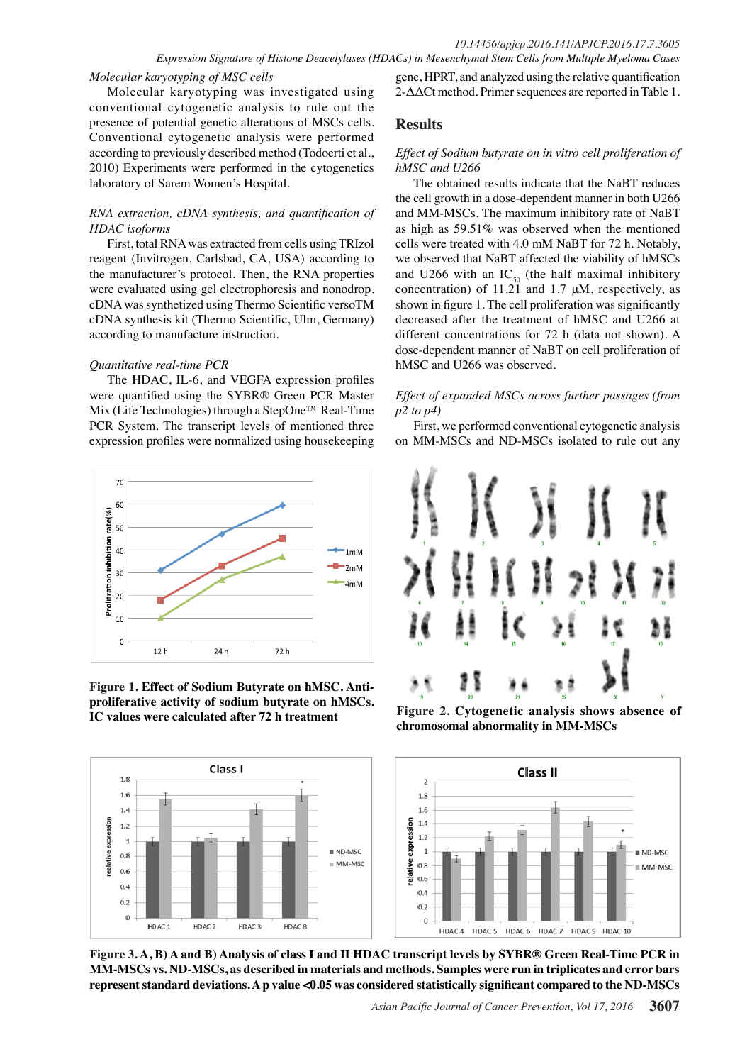*Molecular karyotyping of MSC cells*

Molecular karyotyping was investigated using conventional cytogenetic analysis to rule out the presence of potential genetic alterations of MSCs cells. Conventional cytogenetic analysis were performed according to previously described method (Todoerti et al., 2010) Experiments were performed in the cytogenetics laboratory of Sarem Women's Hospital.

*RNA extraction, cDNA synthesis, and quantification of HDAC isoforms*

First, total RNA was extracted from cells using TRIzol reagent (Invitrogen, Carlsbad, CA, USA) according to the manufacturer's protocol. Then, the RNA properties were evaluated using gel electrophoresis and nonodrop. cDNA was synthetized using Thermo Scientific versoTM cDNA synthesis kit (Thermo Scientific, Ulm, Germany) according to manufacture instruction.

*Quantitative real-time PCR*

The HDAC, IL-6, and VEGFA expression profiles were quantified using the SYBR® Green PCR Master Mix (Life Technologies) through a StepOne™ Real-Time PCR System. The transcript levels of mentioned three expression profiles were normalized using housekeeping gene, HPRT, and analyzed using the relative quantification 2-ΔΔCt method. Primer sequences are reported in Table 1.

## Results

*Effect of Sodium butyrate on in vitro cell proliferation of hMSC and U266*

The obtained results indicate that the NaBT reduces the cell growth in a dose-dependent manner in both U266 and MM-MSCs. The maximum inhibitory rate of NaBT as high as 59.51% was observed when the mentioned cells were treated with 4.0 mM NaBT for 72 h. Notably, we observed that NaBT affected the viability of hMSCs and U266 with an $IC_{50}$ (the half maximal inhibitory concentration) of 11.21 and 1.7 μM, respectively, as shown in figure 1. The cell proliferation was significantly decreased after the treatment of hMSC and U266 at different concentrations for 72 h (data not shown). A dose-dependent manner of NaBT on cell proliferation of hMSC and U266 was observed.

*Effect of expanded MSCs across further passages (from p2 to p4)*

First, we performed conventional cytogenetic analysis on MM-MSCs and ND-MSCs isolated to rule out any

**Figure 1. Effect of Sodium Butyrate on hMSC. Anti-proliferative activity of sodium butyrate on hMSCs. IC values were calculated after 72 h treatment**

**Figure 2. Cytogenetic analysis shows absence of chromosomal abnormality in MM-MSCs**

**Figure 3. A, B) A and B) Analysis of class I and II HDAC transcript levels by SYBR® Green Real-Time PCR in MM-MSCs vs. ND-MSCs, as described in materials and methods. Samples were run in triplicates and error bars represent standard deviations. A p value <0.05 was considered statistically significant compared to the ND-MSCs**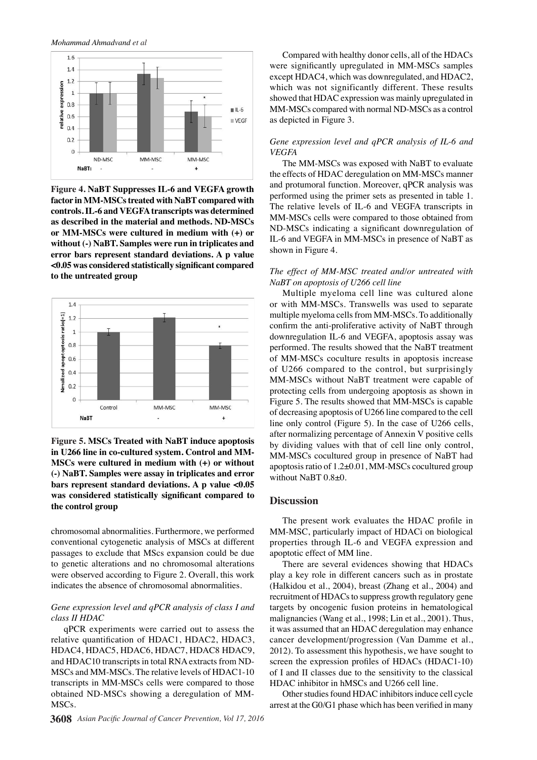**Figure 4. NaBT Suppresses IL-6 and VEGFA growth factor in MM-MSCs treated with NaBT compared with controls. IL-6 and VEGFA transcripts was determined as described in the material and methods. ND-MSCs or MM-MSCs were cultured in medium with (+) or without (-) NaBT. Samples were run in triplicates and error bars represent standard deviations. A p value <0.05 was considered statistically significant compared to the untreated group**

**Figure 5. MSCs Treated with NaBT induce apoptosis in U266 line in co-cultured system. Control and MM-MSCs were cultured in medium with (+) or without (-) NaBT. Samples were assay in triplicates and error bars represent standard deviations. A p value <0.05 was considered statistically significant compared to the control group**

chromosomal abnormalities. Furthermore, we performed conventional cytogenetic analysis of MSCs at different passages to exclude that MScs expansion could be due to genetic alterations and no chromosomal alterations were observed according to Figure 2. Overall, this work indicates the absence of chromosomal abnormalities.

*Gene expression level and qPCR analysis of class I and class II HDAC*

qPCR experiments were carried out to assess the relative quantification of HDAC1, HDAC2, HDAC3, HDAC4, HDAC5, HDAC6, HDAC7, HDAC8 HDAC9, and HDAC10 transcripts in total RNA extracts from ND-MSCs and MM-MSCs. The relative levels of HDAC1-10 transcripts in MM-MSCs cells were compared to those obtained ND-MSCs showing a deregulation of MM-MSCs.

Compared with healthy donor cells, all of the HDACs were significantly upregulated in MM-MSCs samples except HDAC4, which was downregulated, and HDAC2, which was not significantly different. These results showed that HDAC expression was mainly upregulated in MM-MSCs compared with normal ND-MSCs as a control as depicted in Figure 3.

*Gene expression level and qPCR analysis of IL-6 and VEGFA*

The MM-MSCs was exposed with NaBT to evaluate the effects of HDAC deregulation on MM-MSCs manner and protumoral function. Moreover, qPCR analysis was performed using the primer sets as presented in table 1. The relative levels of IL-6 and VEGFA transcripts in MM-MSCs cells were compared to those obtained from ND-MSCs indicating a significant downregulation of IL-6 and VEGFA in MM-MSCs in presence of NaBT as shown in Figure 4.

*The effect of MM-MSC treated and/or untreated with NaBT on apoptosis of U266 cell line*

Multiple myeloma cell line was cultured alone or with MM-MSCs. Transwells was used to separate multiple myeloma cells from MM-MSCs. To additionally confirm the anti-proliferative activity of NaBT through downregulation IL-6 and VEGFA, apoptosis assay was performed. The results showed that the NaBT treatment of MM-MSCs coculture results in apoptosis increase of U266 compared to the control, but surprisingly MM-MSCs without NaBT treatment were capable of protecting cells from undergoing apoptosis as shown in Figure 5. The results showed that MM-MSCs is capable of decreasing apoptosis of U266 line compared to the cell line only control (Figure 5). In the case of U266 cells, after normalizing percentage of Annexin V positive cells by dividing values with that of cell line only control, MM-MSCs cocultured group in presence of NaBT had apoptosis ratio of 1.2±0.01, MM-MSCs cocultured group without NaBT 0.8±0.

## Discussion

The present work evaluates the HDAC profile in MM-MSC, particularly impact of HDACi on biological properties through IL-6 and VEGFA expression and apoptotic effect of MM line.

There are several evidences showing that HDACs play a key role in different cancers such as in prostate (Halkidou et al., 2004), breast (Zhang et al., 2004) and recruitment of HDACs to suppress growth regulatory gene targets by oncogenic fusion proteins in hematological malignancies (Wang et al., 1998; Lin et al., 2001). Thus, it was assumed that an HDAC deregulation may enhance cancer development/progression (Van Damme et al., 2012). To assessment this hypothesis, we have sought to screen the expression profiles of HDACs (HDAC1-10) of I and II classes due to the sensitivity to the classical HDAC inhibitor in hMSCs and U266 cell line.

Other studies found HDAC inhibitors induce cell cycle arrest at the G0/G1 phase which has been verified in many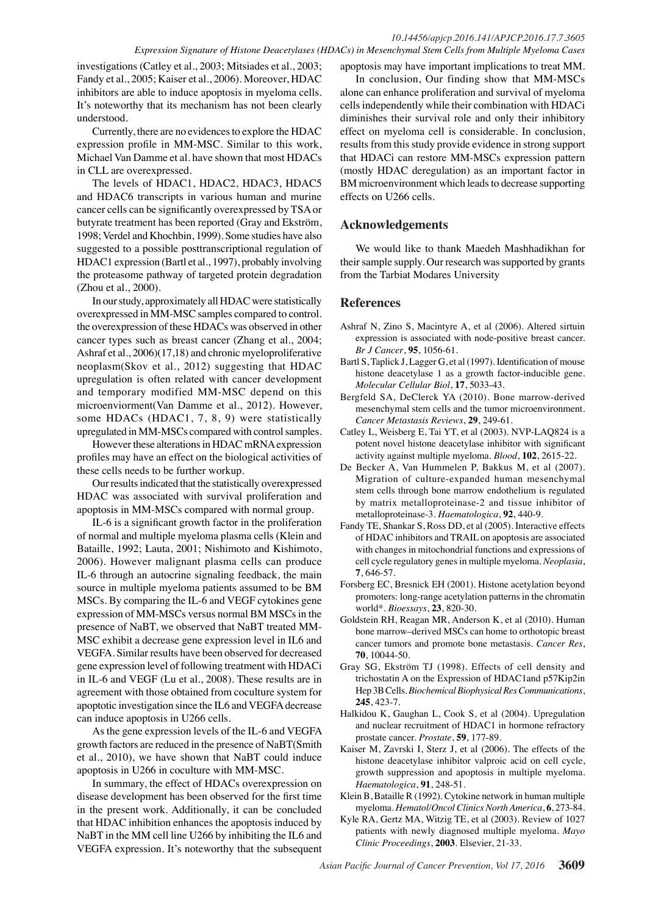investigations (Catley et al., 2003; Mitsiades et al., 2003; Fandy et al., 2005; Kaiser et al., 2006). Moreover, HDAC inhibitors are able to induce apoptosis in myeloma cells. It's noteworthy that its mechanism has not been clearly understood.

Currently, there are no evidences to explore the HDAC expression profile in MM-MSC. Similar to this work, Michael Van Damme et al. have shown that most HDACs in CLL are overexpressed.

The levels of HDAC1, HDAC2, HDAC3, HDAC5 and HDAC6 transcripts in various human and murine cancer cells can be significantly overexpressed by TSA or butyrate treatment has been reported (Gray and Ekström, 1998; Verdel and Khochbin, 1999). Some studies have also suggested to a possible posttranscriptional regulation of HDAC1 expression (Bartl et al., 1997), probably involving the proteasome pathway of targeted protein degradation (Zhou et al., 2000).

In our study, approximately all HDAC were statistically overexpressed in MM-MSC samples compared to control. the overexpression of these HDACs was observed in other cancer types such as breast cancer (Zhang et al., 2004; Ashraf et al., 2006)(17,18) and chronic myeloproliferative neoplasm(Skov et al., 2012) suggesting that HDAC upregulation is often related with cancer development and temporary modified MM-MSC depend on this microenviorment(Van Damme et al., 2012). However, some HDACs (HDAC1, 7, 8, 9) were statistically upregulated in MM-MSCs compared with control samples.

However these alterations in HDAC mRNA expression profiles may have an effect on the biological activities of these cells needs to be further workup.

Our results indicated that the statistically overexpressed HDAC was associated with survival proliferation and apoptosis in MM-MSCs compared with normal group.

IL-6 is a significant growth factor in the proliferation of normal and multiple myeloma plasma cells (Klein and Bataille, 1992; Lauta, 2001; Nishimoto and Kishimoto, 2006). However malignant plasma cells can produce IL-6 through an autocrine signaling feedback, the main source in multiple myeloma patients assumed to be BM MSCs. By comparing the IL-6 and VEGF cytokines gene expression of MM-MSCs versus normal BM MSCs in the presence of NaBT, we observed that NaBT treated MM-MSC exhibit a decrease gene expression level in IL6 and VEGFA. Similar results have been observed for decreased gene expression level of following treatment with HDACi in IL-6 and VEGF (Lu et al., 2008). These results are in agreement with those obtained from coculture system for apoptotic investigation since the IL6 and VEGFA decrease can induce apoptosis in U266 cells.

As the gene expression levels of the IL-6 and VEGFA growth factors are reduced in the presence of NaBT(Smith et al., 2010), we have shown that NaBT could induce apoptosis in U266 in coculture with MM-MSC.

In summary, the effect of HDACs overexpression on disease development has been observed for the first time in the present work. Additionally, it can be concluded that HDAC inhibition enhances the apoptosis induced by NaBT in the MM cell line U266 by inhibiting the IL6 and VEGFA expression. It's noteworthy that the subsequent apoptosis may have important implications to treat MM.

In conclusion, Our finding show that MM-MSCs alone can enhance proliferation and survival of myeloma cells independently while their combination with HDACi diminishes their survival role and only their inhibitory effect on myeloma cell is considerable. In conclusion, results from this study provide evidence in strong support that HDACi can restore MM-MSCs expression pattern (mostly HDAC deregulation) as an important factor in BM microenvironment which leads to decrease supporting effects on U266 cells.

## Acknowledgements

We would like to thank Maedeh Mashhadikhan for their sample supply. Our research was supported by grants from the Tarbiat Modares University

## References

Ashraf N, Zino S, Macintyre A, et al (2006). Altered sirtuin expression is associated with node-positive breast cancer. *Br J Cancer*, **95**, 1056-61.

Bartl S, Taplick J, Lagger G, et al (1997). Identification of mouse histone deacetylase 1 as a growth factor-inducible gene. *Molecular Cellular Biol*, **17**, 5033-43.

Bergfeld SA, DeClerck YA (2010). Bone marrow-derived mesenchymal stem cells and the tumor microenvironment. *Cancer Metastasis Reviews*, **29**, 249-61.

Catley L, Weisberg E, Tai YT, et al (2003). NVP-LAQ824 is a potent novel histone deacetylase inhibitor with significant activity against multiple myeloma. *Blood*, **102**, 2615-22.

De Becker A, Van Hummelen P, Bakkus M, et al (2007). Migration of culture-expanded human mesenchymal stem cells through bone marrow endothelium is regulated by matrix metalloproteinase-2 and tissue inhibitor of metalloproteinase-3. *Haematologica*, **92**, 440-9.

Fandy TE, Shankar S, Ross DD, et al (2005). Interactive effects of HDAC inhibitors and TRAIL on apoptosis are associated with changes in mitochondrial functions and expressions of cell cycle regulatory genes in multiple myeloma. *Neoplasia*, **7**, 646-57.

Forsberg EC, Bresnick EH (2001). Histone acetylation beyond promoters: long-range acetylation patterns in the chromatin world*. *Bioessays*, **23**, 820-30.

Goldstein RH, Reagan MR, Anderson K, et al (2010). Human bone marrow–derived MSCs can home to orthotopic breast cancer tumors and promote bone metastasis. *Cancer Res*, **70**, 10044-50.

Gray SG, Ekström TJ (1998). Effects of cell density and trichostatin A on the Expression of HDAC1and p57Kip2in Hep 3B Cells. *Biochemical Biophysical Res Communications*, **245**, 423-7.

Halkidou K, Gaughan L, Cook S, et al (2004). Upregulation and nuclear recruitment of HDAC1 in hormone refractory prostate cancer. *Prostate*, **59**, 177-89.

Kaiser M, Zavrski I, Sterz J, et al (2006). The effects of the histone deacetylase inhibitor valproic acid on cell cycle, growth suppression and apoptosis in multiple myeloma. *Haematologica*, **91**, 248-51.

Klein B, Bataille R (1992). Cytokine network in human multiple myeloma. *Hematol/Oncol Clinics North America*, **6**, 273-84.

Kyle RA, Gertz MA, Witzig TE, et al (2003). Review of 1027 patients with newly diagnosed multiple myeloma. *Mayo Clinic Proceedings*, **2003**. Elsevier, 21-33.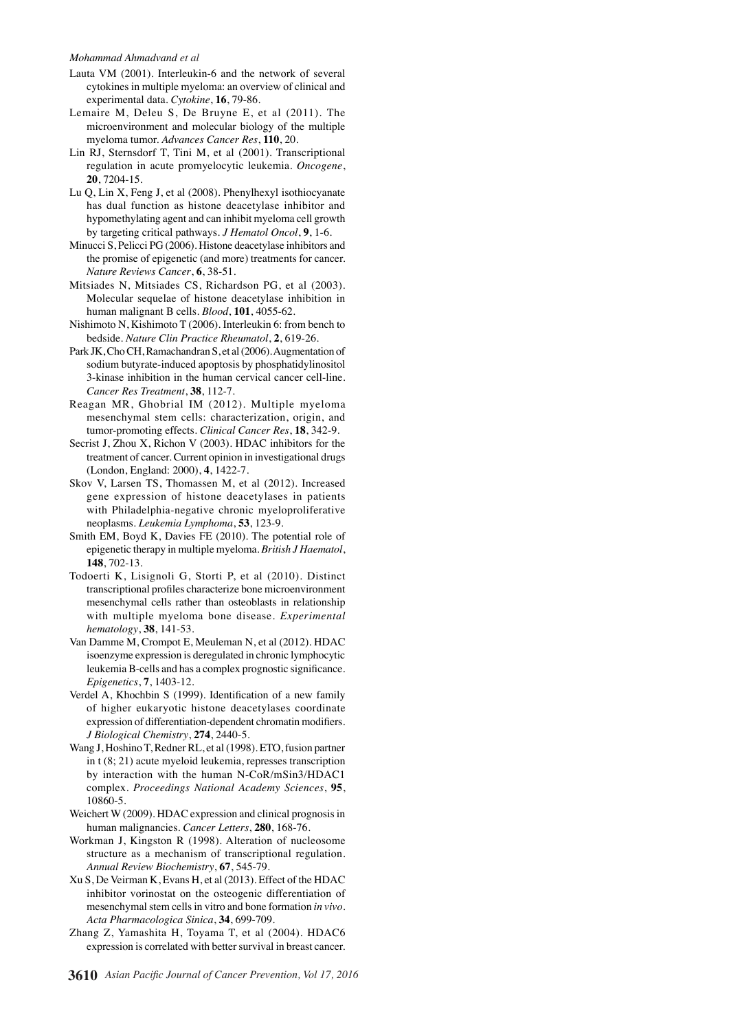Lauta VM (2001). Interleukin-6 and the network of several cytokines in multiple myeloma: an overview of clinical and experimental data. *Cytokine*, **16**, 79-86.

Lemaire M, Deleu S, De Bruyne E, et al (2011). The microenvironment and molecular biology of the multiple myeloma tumor. *Advances Cancer Res*, **110**, 20.

Lin RJ, Sternsdorf T, Tini M, et al (2001). Transcriptional regulation in acute promyelocytic leukemia. *Oncogene*, **20**, 7204-15.

Lu Q, Lin X, Feng J, et al (2008). Phenylhexyl isothiocyanate has dual function as histone deacetylase inhibitor and hypomethylating agent and can inhibit myeloma cell growth by targeting critical pathways. *J Hematol Oncol*, **9**, 1-6.

Minucci S, Pelicci PG (2006). Histone deacetylase inhibitors and the promise of epigenetic (and more) treatments for cancer. *Nature Reviews Cancer*, **6**, 38-51.

Mitsiades N, Mitsiades CS, Richardson PG, et al (2003). Molecular sequelae of histone deacetylase inhibition in human malignant B cells. *Blood*, **101**, 4055-62.

Nishimoto N, Kishimoto T (2006). Interleukin 6: from bench to bedside. *Nature Clin Practice Rheumatol*, **2**, 619-26.

Park JK, Cho CH, Ramachandran S, et al (2006). Augmentation of sodium butyrate-induced apoptosis by phosphatidylinositol 3-kinase inhibition in the human cervical cancer cell-line. *Cancer Res Treatment*, **38**, 112-7.

Reagan MR, Ghobrial IM (2012). Multiple myeloma mesenchymal stem cells: characterization, origin, and tumor-promoting effects. *Clinical Cancer Res*, **18**, 342-9.

Secrist J, Zhou X, Richon V (2003). HDAC inhibitors for the treatment of cancer. Current opinion in investigational drugs (London, England: 2000), **4**, 1422-7.

Skov V, Larsen TS, Thomassen M, et al (2012). Increased gene expression of histone deacetylases in patients with Philadelphia-negative chronic myeloproliferative neoplasms. *Leukemia Lymphoma*, **53**, 123-9.

Smith EM, Boyd K, Davies FE (2010). The potential role of epigenetic therapy in multiple myeloma. *British J Haematol*, **148**, 702-13.

Todoerti K, Lisignoli G, Storti P, et al (2010). Distinct transcriptional profiles characterize bone microenvironment mesenchymal cells rather than osteoblasts in relationship with multiple myeloma bone disease. *Experimental hematology*, **38**, 141-53.

Van Damme M, Crompot E, Meuleman N, et al (2012). HDAC isoenzyme expression is deregulated in chronic lymphocytic leukemia B-cells and has a complex prognostic significance. *Epigenetics*, **7**, 1403-12.

Verdel A, Khochbin S (1999). Identification of a new family of higher eukaryotic histone deacetylases coordinate expression of differentiation-dependent chromatin modifiers. *J Biological Chemistry*, **274**, 2440-5.

Wang J, Hoshino T, Redner RL, et al (1998). ETO, fusion partner in t (8; 21) acute myeloid leukemia, represses transcription by interaction with the human N-CoR/mSin3/HDAC1 complex. *Proceedings National Academy Sciences*, **95**, 10860-5.

Weichert W (2009). HDAC expression and clinical prognosis in human malignancies. *Cancer Letters*, **280**, 168-76.

Workman J, Kingston R (1998). Alteration of nucleosome structure as a mechanism of transcriptional regulation. *Annual Review Biochemistry*, **67**, 545-79.

Xu S, De Veirman K, Evans H, et al (2013). Effect of the HDAC inhibitor vorinostat on the osteogenic differentiation of mesenchymal stem cells in vitro and bone formation *in vivo*. *Acta Pharmacologica Sinica*, **34**, 699-709.

Zhang Z, Yamashita H, Toyama T, et al (2004). HDAC6 expression is correlated with better survival in breast cancer.